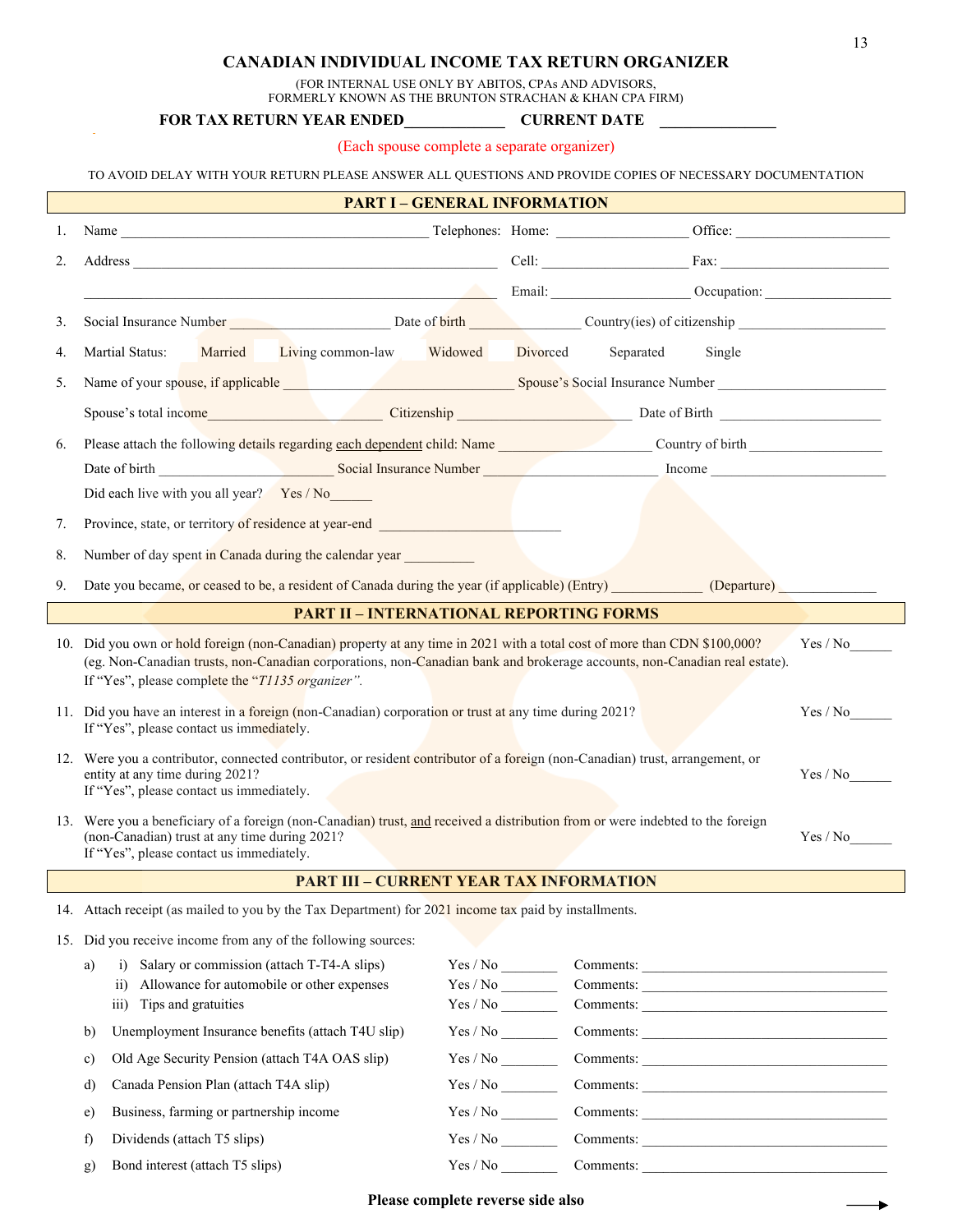# CANADIAN INDIVIDUAL INCOME TAX RETURN ORGANIZER

(FOR INTERNAL USE ONLY BY ABITOS, CPAs AND ADVISORS,
FORMERLY KNOWN AS THE BRUNTON STRACHAN & KHAN CPA FIRM)

**FOR TAX RETURN YEAR ENDED____________ CURRENT DATE ______________**

(Each spouse complete a separate organizer)

TO AVOID DELAY WITH YOUR RETURN PLEASE ANSWER ALL QUESTIONS AND PROVIDE COPIES OF NECESSARY DOCUMENTATION

## PART I – GENERAL INFORMATION

1. Name ________________________________________ Telephones: Home: _________________ Office: _____________________
2. Address ______________________________________________ Cell: ___________________ Fax: ______________________

   ______________________________________________________ Email: __________________ Occupation: _________________
3. Social Insurance Number _____________________ Date of birth _______________ Country(ies) of citizenship ____________________
4. Martial Status: Married Living common-law Widowed Divorced Separated Single
5. Name of your spouse, if applicable _______________________________ Spouse's Social Insurance Number ______________________

   Spouse's total income_______________________ Citizenship ______________________ Date of Birth ______________________
6. Please attach the following details regarding each dependent child: Name ____________________ Country of birth __________________

   Date of birth ______________________ Social Insurance Number ______________________ Income _______________________

   Did each live with you all year? Yes / No______
7. Province, state, or territory of residence at year-end ________________________
8. Number of day spent in Canada during the calendar year _________
9. Date you became, or ceased to be, a resident of Canada during the year (if applicable) (Entry) ____________ (Departure) _____________

## PART II – INTERNATIONAL REPORTING FORMS

10. Did you own or hold foreign (non-Canadian) property at any time in 2021 with a total cost of more than CDN $100,000? Yes / No______
    (eg. Non-Canadian trusts, non-Canadian corporations, non-Canadian bank and brokerage accounts, non-Canadian real estate).
    If "Yes", please complete the "*T1135 organizer".*
11. Did you have an interest in a foreign (non-Canadian) corporation or trust at any time during 2021? Yes / No______
    If "Yes", please contact us immediately.
12. Were you a contributor, connected contributor, or resident contributor of a foreign (non-Canadian) trust, arrangement, or entity at any time during 2021? Yes / No______
    If "Yes", please contact us immediately.
13. Were you a beneficiary of a foreign (non-Canadian) trust, and received a distribution from or were indebted to the foreign (non-Canadian) trust at any time during 2021? Yes / No______
    If "Yes", please contact us immediately.

## PART III – CURRENT YEAR TAX INFORMATION

14. Attach receipt (as mailed to you by the Tax Department) for 2021 income tax paid by installments.
15. Did you receive income from any of the following sources:

| | | | |
|---|---|---|---|
| a) | i) Salary or commission (attach T-T4-A slips) | Yes / No _______ | Comments: ________________________________ |
| | ii) Allowance for automobile or other expenses | Yes / No _______ | Comments: ________________________________ |
| | iii) Tips and gratuities | Yes / No _______ | Comments: ________________________________ |
| b) | Unemployment Insurance benefits (attach T4U slip) | Yes / No _______ | Comments: ________________________________ |
| c) | Old Age Security Pension (attach T4A OAS slip) | Yes / No _______ | Comments: ________________________________ |
| d) | Canada Pension Plan (attach T4A slip) | Yes / No _______ | Comments: ________________________________ |
| e) | Business, farming or partnership income | Yes / No _______ | Comments: ________________________________ |
| f) | Dividends (attach T5 slips) | Yes / No _______ | Comments: ________________________________ |
| g) | Bond interest (attach T5 slips) | Yes / No _______ | Comments: ________________________________ |

**Please complete reverse side also**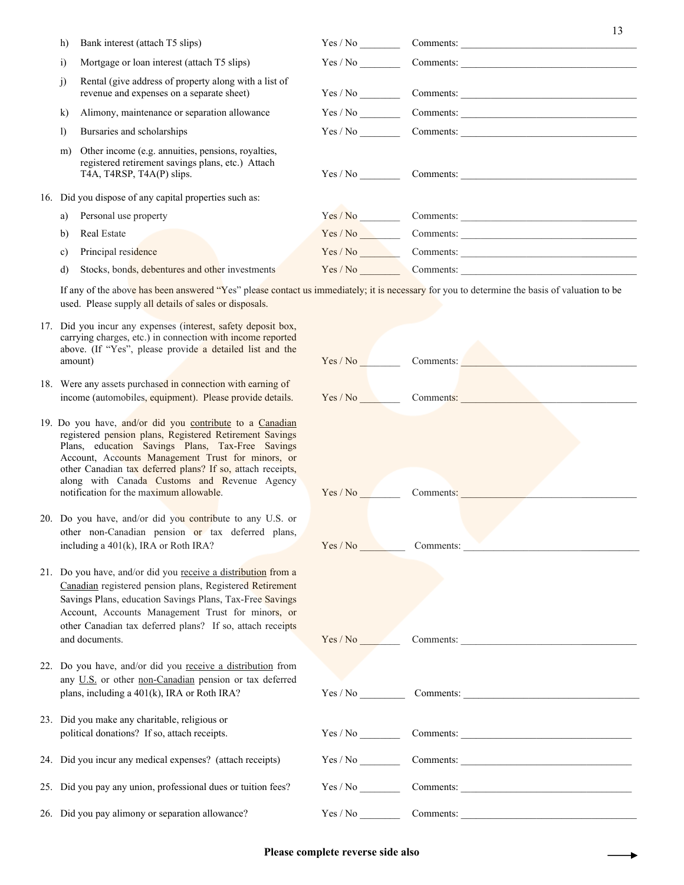h) Bank interest (attach T5 slips) — Yes / No ________ Comments: ________________________________

i) Mortgage or loan interest (attach T5 slips) — Yes / No ________ Comments: ________________________________

j) Rental (give address of property along with a list of revenue and expenses on a separate sheet) — Yes / No ________ Comments: ________________________________

k) Alimony, maintenance or separation allowance — Yes / No ________ Comments: ________________________________

l) Bursaries and scholarships — Yes / No ________ Comments: ________________________________

m) Other income (e.g. annuities, pensions, royalties, registered retirement savings plans, etc.) Attach T4A, T4RSP, T4A(P) slips. — Yes / No ________ Comments: ________________________________

16. Did you dispose of any capital properties such as:

a) Personal use property — Yes / No ________ Comments: ________________________________

b) Real Estate — Yes / No ________ Comments: ________________________________

c) Principal residence — Yes / No ________ Comments: ________________________________

d) Stocks, bonds, debentures and other investments — Yes / No ________ Comments: ________________________________

If any of the above has been answered "Yes" please contact us immediately; it is necessary for you to determine the basis of valuation to be used. Please supply all details of sales or disposals.

17. Did you incur any expenses (interest, safety deposit box, carrying charges, etc.) in connection with income reported above. (If "Yes", please provide a detailed list and the amount) — Yes / No ________ Comments: ________________________________

18. Were any assets purchased in connection with earning of income (automobiles, equipment). Please provide details. — Yes / No ________ Comments: ________________________________

19. Do you have, and/or did you contribute to a Canadian registered pension plans, Registered Retirement Savings Plans, education Savings Plans, Tax-Free Savings Account, Accounts Management Trust for minors, or other Canadian tax deferred plans? If so, attach receipts, along with Canada Customs and Revenue Agency notification for the maximum allowable. — Yes / No ________ Comments: ________________________________

20. Do you have, and/or did you contribute to any U.S. or other non-Canadian pension or tax deferred plans, including a 401(k), IRA or Roth IRA? — Yes / No ________ Comments: ________________________________

21. Do you have, and/or did you receive a distribution from a Canadian registered pension plans, Registered Retirement Savings Plans, education Savings Plans, Tax-Free Savings Account, Accounts Management Trust for minors, or other Canadian tax deferred plans? If so, attach receipts and documents. — Yes / No ________ Comments: ________________________________

22. Do you have, and/or did you receive a distribution from any U.S. or other non-Canadian pension or tax deferred plans, including a 401(k), IRA or Roth IRA? — Yes / No ________ Comments: ________________________________

23. Did you make any charitable, religious or political donations? If so, attach receipts. — Yes / No ________ Comments: ________________________________

24. Did you incur any medical expenses? (attach receipts) — Yes / No ________ Comments: ________________________________

25. Did you pay any union, professional dues or tuition fees? — Yes / No ________ Comments: ________________________________

26. Did you pay alimony or separation allowance? — Yes / No ________ Comments: ________________________________

**Please complete reverse side also** →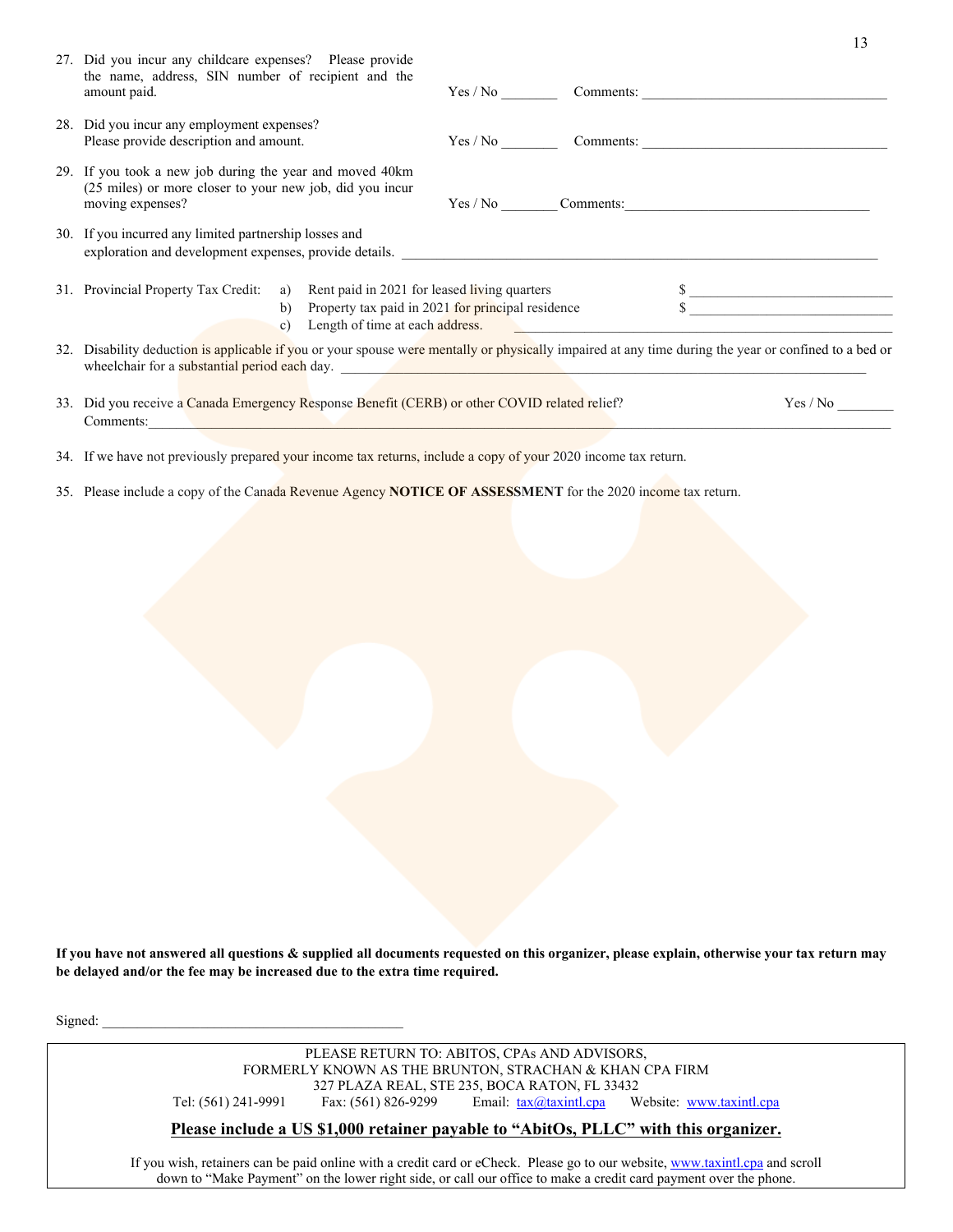27. Did you incur any childcare expenses? Please provide the name, address, SIN number of recipient and the amount paid. Yes / No ________ Comments: ____________________________________

28. Did you incur any employment expenses? Please provide description and amount. Yes / No ________ Comments: ____________________________________

29. If you took a new job during the year and moved 40km (25 miles) or more closer to your new job, did you incur moving expenses? Yes / No ________ Comments: ____________________________________

30. If you incurred any limited partnership losses and exploration and development expenses, provide details. ____________________________________

31. Provincial Property Tax Credit:
    a) Rent paid in 2021 for leased living quarters $ ____________________
    b) Property tax paid in 2021 for principal residence $ ____________________
    c) Length of time at each address. ____________________

32. Disability deduction is applicable if you or your spouse were mentally or physically impaired at any time during the year or confined to a bed or wheelchair for a substantial period each day. ____________________________________

33. Did you receive a Canada Emergency Response Benefit (CERB) or other COVID related relief? Yes / No ________
    Comments: ____________________________________

34. If we have not previously prepared your income tax returns, include a copy of your 2020 income tax return.

35. Please include a copy of the Canada Revenue Agency **NOTICE OF ASSESSMENT** for the 2020 income tax return.

**If you have not answered all questions & supplied all documents requested on this organizer, please explain, otherwise your tax return may be delayed and/or the fee may be increased due to the extra time required.**

Signed: ____________________________________

PLEASE RETURN TO: ABITOS, CPAs AND ADVISORS,
FORMERLY KNOWN AS THE BRUNTON, STRACHAN & KHAN CPA FIRM
327 PLAZA REAL, STE 235, BOCA RATON, FL 33432
Tel: (561) 241-9991 Fax: (561) 826-9299 Email: tax@taxintl.cpa Website: www.taxintl.cpa

**Please include a US $1,000 retainer payable to "AbitOs, PLLC" with this organizer.**

If you wish, retainers can be paid online with a credit card or eCheck. Please go to our website, www.taxintl.cpa and scroll down to "Make Payment" on the lower right side, or call our office to make a credit card payment over the phone.